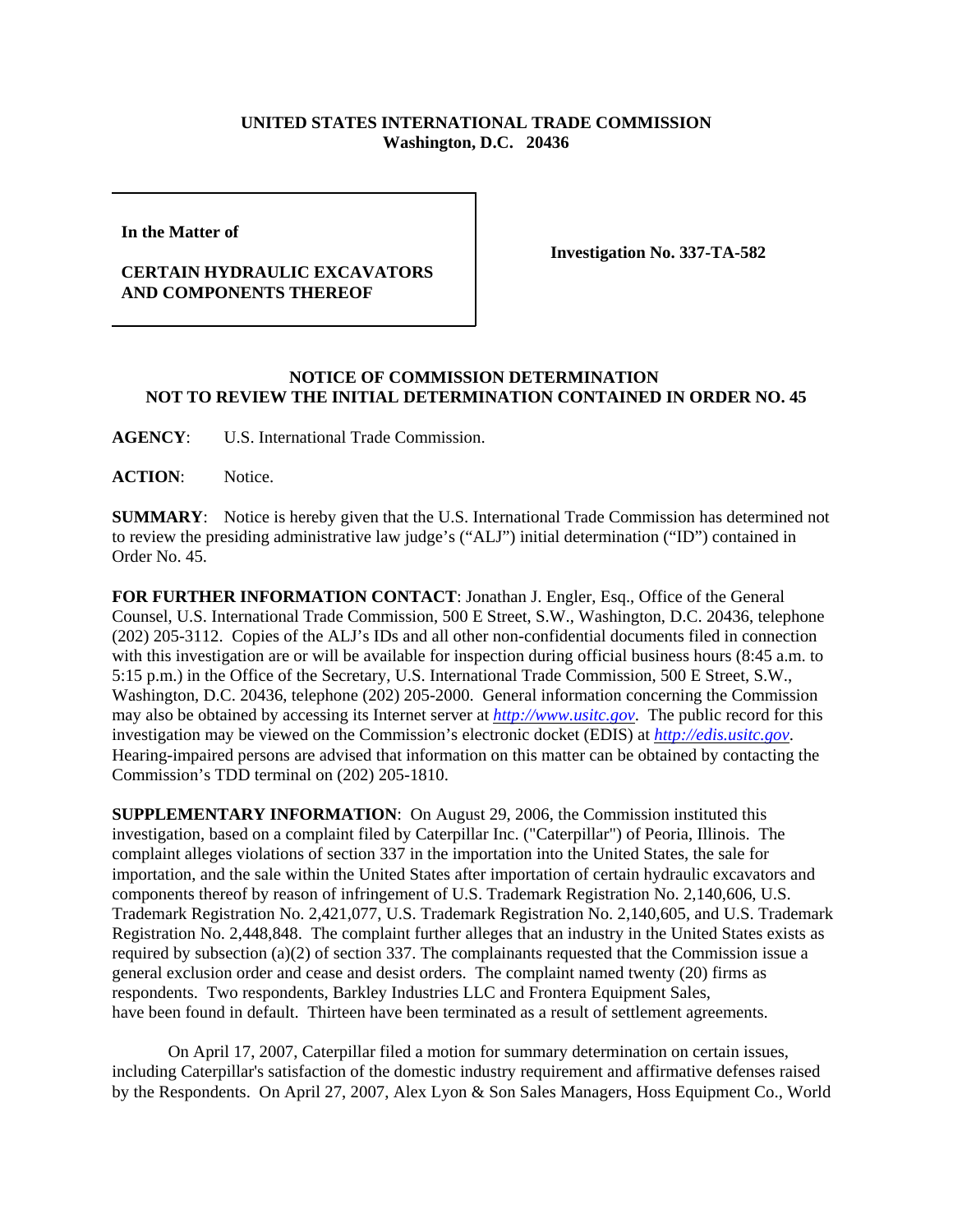**UNITED STATES INTERNATIONAL TRADE COMMISSION**
**Washington, D.C. 20436**

**In the Matter of**

**CERTAIN HYDRAULIC EXCAVATORS AND COMPONENTS THEREOF**

**Investigation No. 337-TA-582**

## NOTICE OF COMMISSION DETERMINATION NOT TO REVIEW THE INITIAL DETERMINATION CONTAINED IN ORDER NO. 45

**AGENCY**: U.S. International Trade Commission.

**ACTION**: Notice.

**SUMMARY**: Notice is hereby given that the U.S. International Trade Commission has determined not to review the presiding administrative law judge's ("ALJ") initial determination ("ID") contained in Order No. 45.

**FOR FURTHER INFORMATION CONTACT**: Jonathan J. Engler, Esq., Office of the General Counsel, U.S. International Trade Commission, 500 E Street, S.W., Washington, D.C. 20436, telephone (202) 205-3112. Copies of the ALJ's IDs and all other non-confidential documents filed in connection with this investigation are or will be available for inspection during official business hours (8:45 a.m. to 5:15 p.m.) in the Office of the Secretary, U.S. International Trade Commission, 500 E Street, S.W., Washington, D.C. 20436, telephone (202) 205-2000. General information concerning the Commission may also be obtained by accessing its Internet server at *http://www.usitc.gov*. The public record for this investigation may be viewed on the Commission's electronic docket (EDIS) at *http://edis.usitc.gov*. Hearing-impaired persons are advised that information on this matter can be obtained by contacting the Commission's TDD terminal on (202) 205-1810.

**SUPPLEMENTARY INFORMATION**: On August 29, 2006, the Commission instituted this investigation, based on a complaint filed by Caterpillar Inc. ("Caterpillar") of Peoria, Illinois. The complaint alleges violations of section 337 in the importation into the United States, the sale for importation, and the sale within the United States after importation of certain hydraulic excavators and components thereof by reason of infringement of U.S. Trademark Registration No. 2,140,606, U.S. Trademark Registration No. 2,421,077, U.S. Trademark Registration No. 2,140,605, and U.S. Trademark Registration No. 2,448,848. The complaint further alleges that an industry in the United States exists as required by subsection (a)(2) of section 337. The complainants requested that the Commission issue a general exclusion order and cease and desist orders. The complaint named twenty (20) firms as respondents. Two respondents, Barkley Industries LLC and Frontera Equipment Sales, have been found in default. Thirteen have been terminated as a result of settlement agreements.

On April 17, 2007, Caterpillar filed a motion for summary determination on certain issues, including Caterpillar's satisfaction of the domestic industry requirement and affirmative defenses raised by the Respondents. On April 27, 2007, Alex Lyon & Son Sales Managers, Hoss Equipment Co., World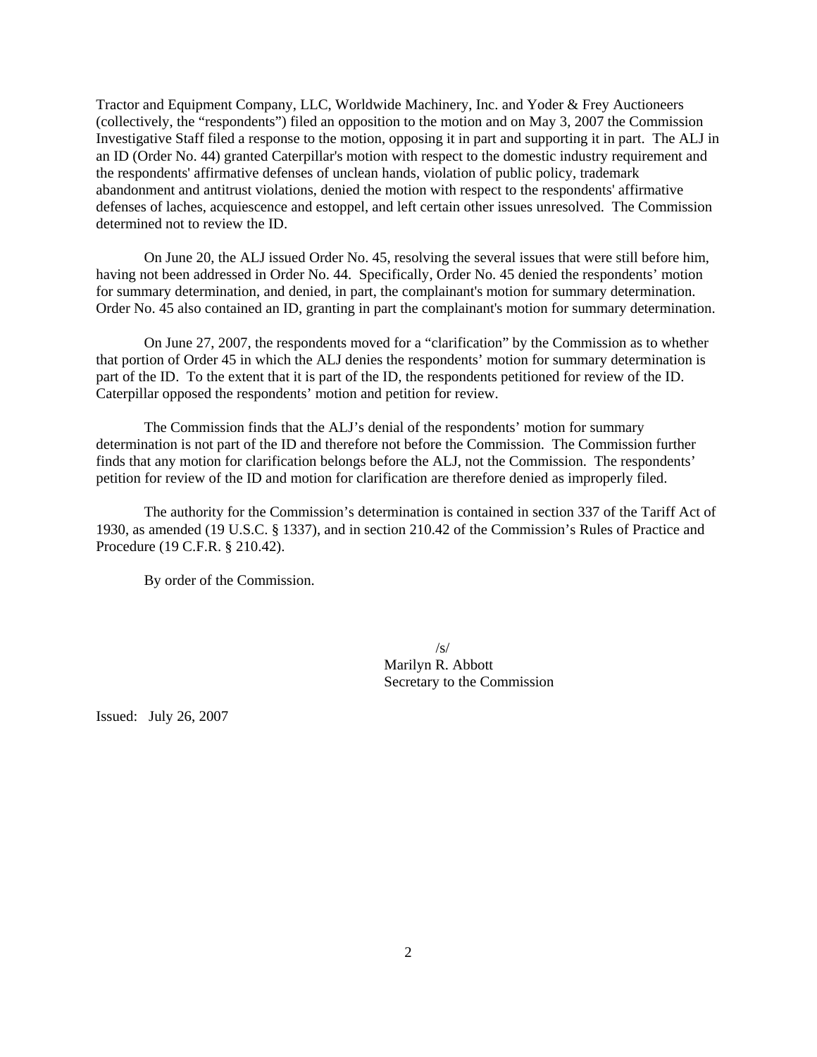Tractor and Equipment Company, LLC, Worldwide Machinery, Inc. and Yoder & Frey Auctioneers (collectively, the "respondents") filed an opposition to the motion and on May 3, 2007 the Commission Investigative Staff filed a response to the motion, opposing it in part and supporting it in part. The ALJ in an ID (Order No. 44) granted Caterpillar's motion with respect to the domestic industry requirement and the respondents' affirmative defenses of unclean hands, violation of public policy, trademark abandonment and antitrust violations, denied the motion with respect to the respondents' affirmative defenses of laches, acquiescence and estoppel, and left certain other issues unresolved. The Commission determined not to review the ID.

On June 20, the ALJ issued Order No. 45, resolving the several issues that were still before him, having not been addressed in Order No. 44. Specifically, Order No. 45 denied the respondents' motion for summary determination, and denied, in part, the complainant's motion for summary determination. Order No. 45 also contained an ID, granting in part the complainant's motion for summary determination.

On June 27, 2007, the respondents moved for a "clarification" by the Commission as to whether that portion of Order 45 in which the ALJ denies the respondents' motion for summary determination is part of the ID. To the extent that it is part of the ID, the respondents petitioned for review of the ID. Caterpillar opposed the respondents' motion and petition for review.

The Commission finds that the ALJ's denial of the respondents' motion for summary determination is not part of the ID and therefore not before the Commission. The Commission further finds that any motion for clarification belongs before the ALJ, not the Commission. The respondents' petition for review of the ID and motion for clarification are therefore denied as improperly filed.

The authority for the Commission's determination is contained in section 337 of the Tariff Act of 1930, as amended (19 U.S.C. § 1337), and in section 210.42 of the Commission's Rules of Practice and Procedure (19 C.F.R. § 210.42).

By order of the Commission.

/s/
Marilyn R. Abbott
Secretary to the Commission

Issued: July 26, 2007